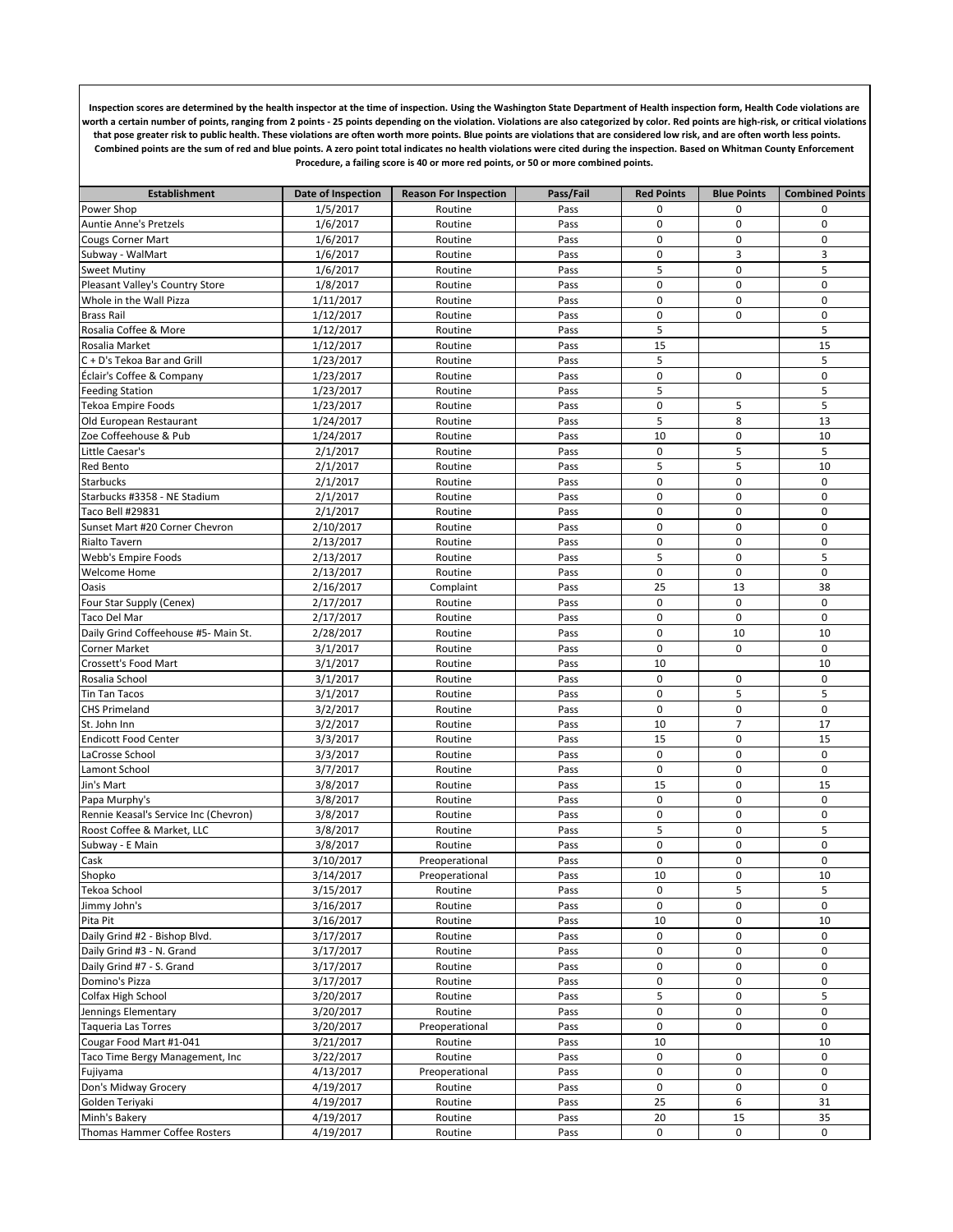**Inspection scores are determined by the health inspector at the time of inspection. Using the Washington State Department of Health inspection form, Health Code violations are worth a certain number of points, ranging from 2 points - 25 points depending on the violation. Violations are also categorized by color. Red points are high-risk, or critical violations that pose greater risk to public health. These violations are often worth more points. Blue points are violations that are considered low risk, and are often worth less points. Combined points are the sum of red and blue points. A zero point total indicates no health violations were cited during the inspection. Based on Whitman County Enforcement Procedure, a failing score is 40 or more red points, or 50 or more combined points.**

| Establishment | Date of Inspection | Reason For Inspection | Pass/Fail | Red Points | Blue Points | Combined Points |
|---|---|---|---|---|---|---|
| Power Shop | 1/5/2017 | Routine | Pass | 0 | 0 | 0 |
| Auntie Anne's Pretzels | 1/6/2017 | Routine | Pass | 0 | 0 | 0 |
| Cougs Corner Mart | 1/6/2017 | Routine | Pass | 0 | 0 | 0 |
| Subway - WalMart | 1/6/2017 | Routine | Pass | 0 | 3 | 3 |
| Sweet Mutiny | 1/6/2017 | Routine | Pass | 5 | 0 | 5 |
| Pleasant Valley's Country Store | 1/8/2017 | Routine | Pass | 0 | 0 | 0 |
| Whole in the Wall Pizza | 1/11/2017 | Routine | Pass | 0 | 0 | 0 |
| Brass Rail | 1/12/2017 | Routine | Pass | 0 | 0 | 0 |
| Rosalia Coffee & More | 1/12/2017 | Routine | Pass | 5 | | 5 |
| Rosalia Market | 1/12/2017 | Routine | Pass | 15 | | 15 |
| C + D's Tekoa Bar and Grill | 1/23/2017 | Routine | Pass | 5 | | 5 |
| Éclair's Coffee & Company | 1/23/2017 | Routine | Pass | 0 | 0 | 0 |
| Feeding Station | 1/23/2017 | Routine | Pass | 5 | | 5 |
| Tekoa Empire Foods | 1/23/2017 | Routine | Pass | 0 | 5 | 5 |
| Old European Restaurant | 1/24/2017 | Routine | Pass | 5 | 8 | 13 |
| Zoe Coffeehouse & Pub | 1/24/2017 | Routine | Pass | 10 | 0 | 10 |
| Little Caesar's | 2/1/2017 | Routine | Pass | 0 | 5 | 5 |
| Red Bento | 2/1/2017 | Routine | Pass | 5 | 5 | 10 |
| Starbucks | 2/1/2017 | Routine | Pass | 0 | 0 | 0 |
| Starbucks #3358 - NE Stadium | 2/1/2017 | Routine | Pass | 0 | 0 | 0 |
| Taco Bell #29831 | 2/1/2017 | Routine | Pass | 0 | 0 | 0 |
| Sunset Mart #20 Corner Chevron | 2/10/2017 | Routine | Pass | 0 | 0 | 0 |
| Rialto Tavern | 2/13/2017 | Routine | Pass | 0 | 0 | 0 |
| Webb's Empire Foods | 2/13/2017 | Routine | Pass | 5 | 0 | 5 |
| Welcome Home | 2/13/2017 | Routine | Pass | 0 | 0 | 0 |
| Oasis | 2/16/2017 | Complaint | Pass | 25 | 13 | 38 |
| Four Star Supply (Cenex) | 2/17/2017 | Routine | Pass | 0 | 0 | 0 |
| Taco Del Mar | 2/17/2017 | Routine | Pass | 0 | 0 | 0 |
| Daily Grind Coffeehouse #5- Main St. | 2/28/2017 | Routine | Pass | 0 | 10 | 10 |
| Corner Market | 3/1/2017 | Routine | Pass | 0 | 0 | 0 |
| Crossett's Food Mart | 3/1/2017 | Routine | Pass | 10 | | 10 |
| Rosalia School | 3/1/2017 | Routine | Pass | 0 | 0 | 0 |
| Tin Tan Tacos | 3/1/2017 | Routine | Pass | 0 | 5 | 5 |
| CHS Primeland | 3/2/2017 | Routine | Pass | 0 | 0 | 0 |
| St. John Inn | 3/2/2017 | Routine | Pass | 10 | 7 | 17 |
| Endicott Food Center | 3/3/2017 | Routine | Pass | 15 | 0 | 15 |
| LaCrosse School | 3/3/2017 | Routine | Pass | 0 | 0 | 0 |
| Lamont School | 3/7/2017 | Routine | Pass | 0 | 0 | 0 |
| Jin's Mart | 3/8/2017 | Routine | Pass | 15 | 0 | 15 |
| Papa Murphy's | 3/8/2017 | Routine | Pass | 0 | 0 | 0 |
| Rennie Keasal's Service Inc (Chevron) | 3/8/2017 | Routine | Pass | 0 | 0 | 0 |
| Roost Coffee & Market, LLC | 3/8/2017 | Routine | Pass | 5 | 0 | 5 |
| Subway - E Main | 3/8/2017 | Routine | Pass | 0 | 0 | 0 |
| Cask | 3/10/2017 | Preoperational | Pass | 0 | 0 | 0 |
| Shopko | 3/14/2017 | Preoperational | Pass | 10 | 0 | 10 |
| Tekoa School | 3/15/2017 | Routine | Pass | 0 | 5 | 5 |
| Jimmy John's | 3/16/2017 | Routine | Pass | 0 | 0 | 0 |
| Pita Pit | 3/16/2017 | Routine | Pass | 10 | 0 | 10 |
| Daily Grind #2 - Bishop Blvd. | 3/17/2017 | Routine | Pass | 0 | 0 | 0 |
| Daily Grind #3 - N. Grand | 3/17/2017 | Routine | Pass | 0 | 0 | 0 |
| Daily Grind #7 - S. Grand | 3/17/2017 | Routine | Pass | 0 | 0 | 0 |
| Domino's Pizza | 3/17/2017 | Routine | Pass | 0 | 0 | 0 |
| Colfax High School | 3/20/2017 | Routine | Pass | 5 | 0 | 5 |
| Jennings Elementary | 3/20/2017 | Routine | Pass | 0 | 0 | 0 |
| Taqueria Las Torres | 3/20/2017 | Preoperational | Pass | 0 | 0 | 0 |
| Cougar Food Mart #1-041 | 3/21/2017 | Routine | Pass | 10 | | 10 |
| Taco Time Bergy Management, Inc | 3/22/2017 | Routine | Pass | 0 | 0 | 0 |
| Fujiyama | 4/13/2017 | Preoperational | Pass | 0 | 0 | 0 |
| Don's Midway Grocery | 4/19/2017 | Routine | Pass | 0 | 0 | 0 |
| Golden Teriyaki | 4/19/2017 | Routine | Pass | 25 | 6 | 31 |
| Minh's Bakery | 4/19/2017 | Routine | Pass | 20 | 15 | 35 |
| Thomas Hammer Coffee Rosters | 4/19/2017 | Routine | Pass | 0 | 0 | 0 |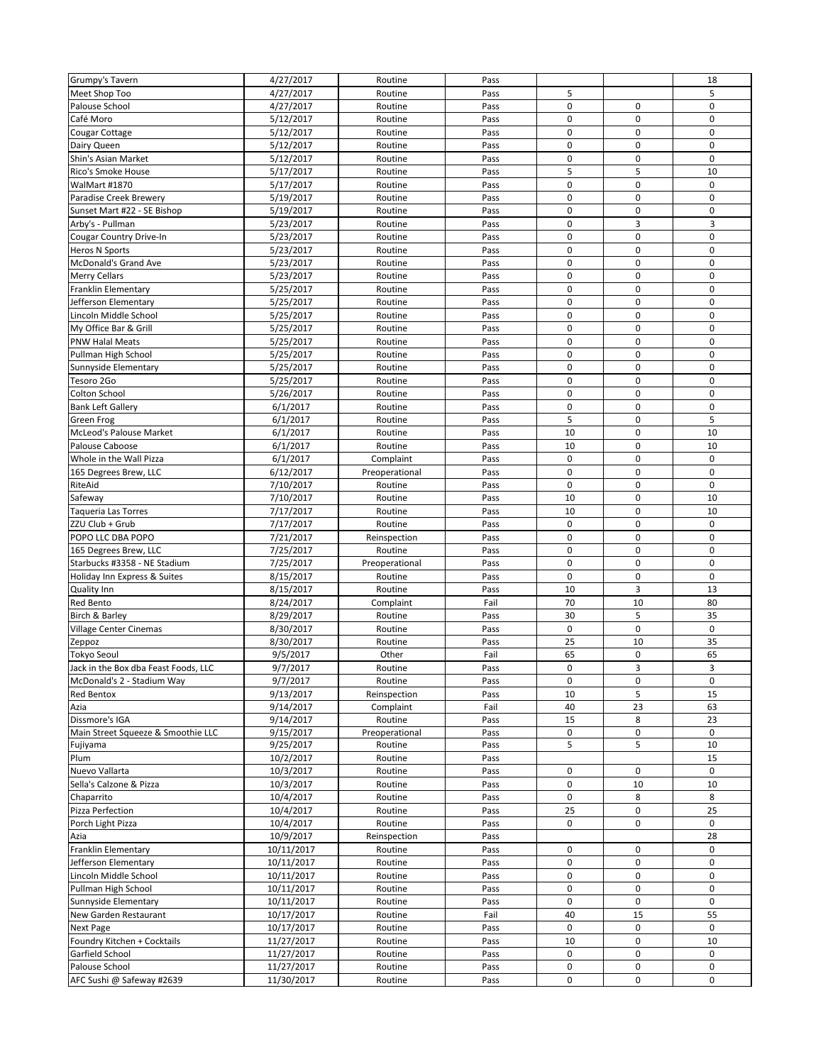| | | | | | | |
|---|---|---|---|---|---|---|
| Grumpy's Tavern | 4/27/2017 | Routine | Pass | | | 18 |
| Meet Shop Too | 4/27/2017 | Routine | Pass | 5 | | 5 |
| Palouse School | 4/27/2017 | Routine | Pass | 0 | 0 | 0 |
| Café Moro | 5/12/2017 | Routine | Pass | 0 | 0 | 0 |
| Cougar Cottage | 5/12/2017 | Routine | Pass | 0 | 0 | 0 |
| Dairy Queen | 5/12/2017 | Routine | Pass | 0 | 0 | 0 |
| Shin's Asian Market | 5/12/2017 | Routine | Pass | 0 | 0 | 0 |
| Rico's Smoke House | 5/17/2017 | Routine | Pass | 5 | 5 | 10 |
| WalMart #1870 | 5/17/2017 | Routine | Pass | 0 | 0 | 0 |
| Paradise Creek Brewery | 5/19/2017 | Routine | Pass | 0 | 0 | 0 |
| Sunset Mart #22 - SE Bishop | 5/19/2017 | Routine | Pass | 0 | 0 | 0 |
| Arby's - Pullman | 5/23/2017 | Routine | Pass | 0 | 3 | 3 |
| Cougar Country Drive-In | 5/23/2017 | Routine | Pass | 0 | 0 | 0 |
| Heros N Sports | 5/23/2017 | Routine | Pass | 0 | 0 | 0 |
| McDonald's Grand Ave | 5/23/2017 | Routine | Pass | 0 | 0 | 0 |
| Merry Cellars | 5/23/2017 | Routine | Pass | 0 | 0 | 0 |
| Franklin Elementary | 5/25/2017 | Routine | Pass | 0 | 0 | 0 |
| Jefferson Elementary | 5/25/2017 | Routine | Pass | 0 | 0 | 0 |
| Lincoln Middle School | 5/25/2017 | Routine | Pass | 0 | 0 | 0 |
| My Office Bar & Grill | 5/25/2017 | Routine | Pass | 0 | 0 | 0 |
| PNW Halal Meats | 5/25/2017 | Routine | Pass | 0 | 0 | 0 |
| Pullman High School | 5/25/2017 | Routine | Pass | 0 | 0 | 0 |
| Sunnyside Elementary | 5/25/2017 | Routine | Pass | 0 | 0 | 0 |
| Tesoro 2Go | 5/25/2017 | Routine | Pass | 0 | 0 | 0 |
| Colton School | 5/26/2017 | Routine | Pass | 0 | 0 | 0 |
| Bank Left Gallery | 6/1/2017 | Routine | Pass | 0 | 0 | 0 |
| Green Frog | 6/1/2017 | Routine | Pass | 5 | 0 | 5 |
| McLeod's Palouse Market | 6/1/2017 | Routine | Pass | 10 | 0 | 10 |
| Palouse Caboose | 6/1/2017 | Routine | Pass | 10 | 0 | 10 |
| Whole in the Wall Pizza | 6/1/2017 | Complaint | Pass | 0 | 0 | 0 |
| 165 Degrees Brew, LLC | 6/12/2017 | Preoperational | Pass | 0 | 0 | 0 |
| RiteAid | 7/10/2017 | Routine | Pass | 0 | 0 | 0 |
| Safeway | 7/10/2017 | Routine | Pass | 10 | 0 | 10 |
| Taqueria Las Torres | 7/17/2017 | Routine | Pass | 10 | 0 | 10 |
| ZZU Club + Grub | 7/17/2017 | Routine | Pass | 0 | 0 | 0 |
| POPO LLC DBA POPO | 7/21/2017 | Reinspection | Pass | 0 | 0 | 0 |
| 165 Degrees Brew, LLC | 7/25/2017 | Routine | Pass | 0 | 0 | 0 |
| Starbucks #3358 - NE Stadium | 7/25/2017 | Preoperational | Pass | 0 | 0 | 0 |
| Holiday Inn Express & Suites | 8/15/2017 | Routine | Pass | 0 | 0 | 0 |
| Quality Inn | 8/15/2017 | Routine | Pass | 10 | 3 | 13 |
| Red Bento | 8/24/2017 | Complaint | Fail | 70 | 10 | 80 |
| Birch & Barley | 8/29/2017 | Routine | Pass | 30 | 5 | 35 |
| Village Center Cinemas | 8/30/2017 | Routine | Pass | 0 | 0 | 0 |
| Zeppoz | 8/30/2017 | Routine | Pass | 25 | 10 | 35 |
| Tokyo Seoul | 9/5/2017 | Other | Fail | 65 | 0 | 65 |
| Jack in the Box dba Feast Foods, LLC | 9/7/2017 | Routine | Pass | 0 | 3 | 3 |
| McDonald's 2 - Stadium Way | 9/7/2017 | Routine | Pass | 0 | 0 | 0 |
| Red Bentox | 9/13/2017 | Reinspection | Pass | 10 | 5 | 15 |
| Azia | 9/14/2017 | Complaint | Fail | 40 | 23 | 63 |
| Dissmore's IGA | 9/14/2017 | Routine | Pass | 15 | 8 | 23 |
| Main Street Squeeze & Smoothie LLC | 9/15/2017 | Preoperational | Pass | 0 | 0 | 0 |
| Fujiyama | 9/25/2017 | Routine | Pass | 5 | 5 | 10 |
| Plum | 10/2/2017 | Routine | Pass | | | 15 |
| Nuevo Vallarta | 10/3/2017 | Routine | Pass | 0 | 0 | 0 |
| Sella's Calzone & Pizza | 10/3/2017 | Routine | Pass | 0 | 10 | 10 |
| Chaparrito | 10/4/2017 | Routine | Pass | 0 | 8 | 8 |
| Pizza Perfection | 10/4/2017 | Routine | Pass | 25 | 0 | 25 |
| Porch Light Pizza | 10/4/2017 | Routine | Pass | 0 | 0 | 0 |
| Azia | 10/9/2017 | Reinspection | Pass | | | 28 |
| Franklin Elementary | 10/11/2017 | Routine | Pass | 0 | 0 | 0 |
| Jefferson Elementary | 10/11/2017 | Routine | Pass | 0 | 0 | 0 |
| Lincoln Middle School | 10/11/2017 | Routine | Pass | 0 | 0 | 0 |
| Pullman High School | 10/11/2017 | Routine | Pass | 0 | 0 | 0 |
| Sunnyside Elementary | 10/11/2017 | Routine | Pass | 0 | 0 | 0 |
| New Garden Restaurant | 10/17/2017 | Routine | Fail | 40 | 15 | 55 |
| Next Page | 10/17/2017 | Routine | Pass | 0 | 0 | 0 |
| Foundry Kitchen + Cocktails | 11/27/2017 | Routine | Pass | 10 | 0 | 10 |
| Garfield School | 11/27/2017 | Routine | Pass | 0 | 0 | 0 |
| Palouse School | 11/27/2017 | Routine | Pass | 0 | 0 | 0 |
| AFC Sushi @ Safeway #2639 | 11/30/2017 | Routine | Pass | 0 | 0 | 0 |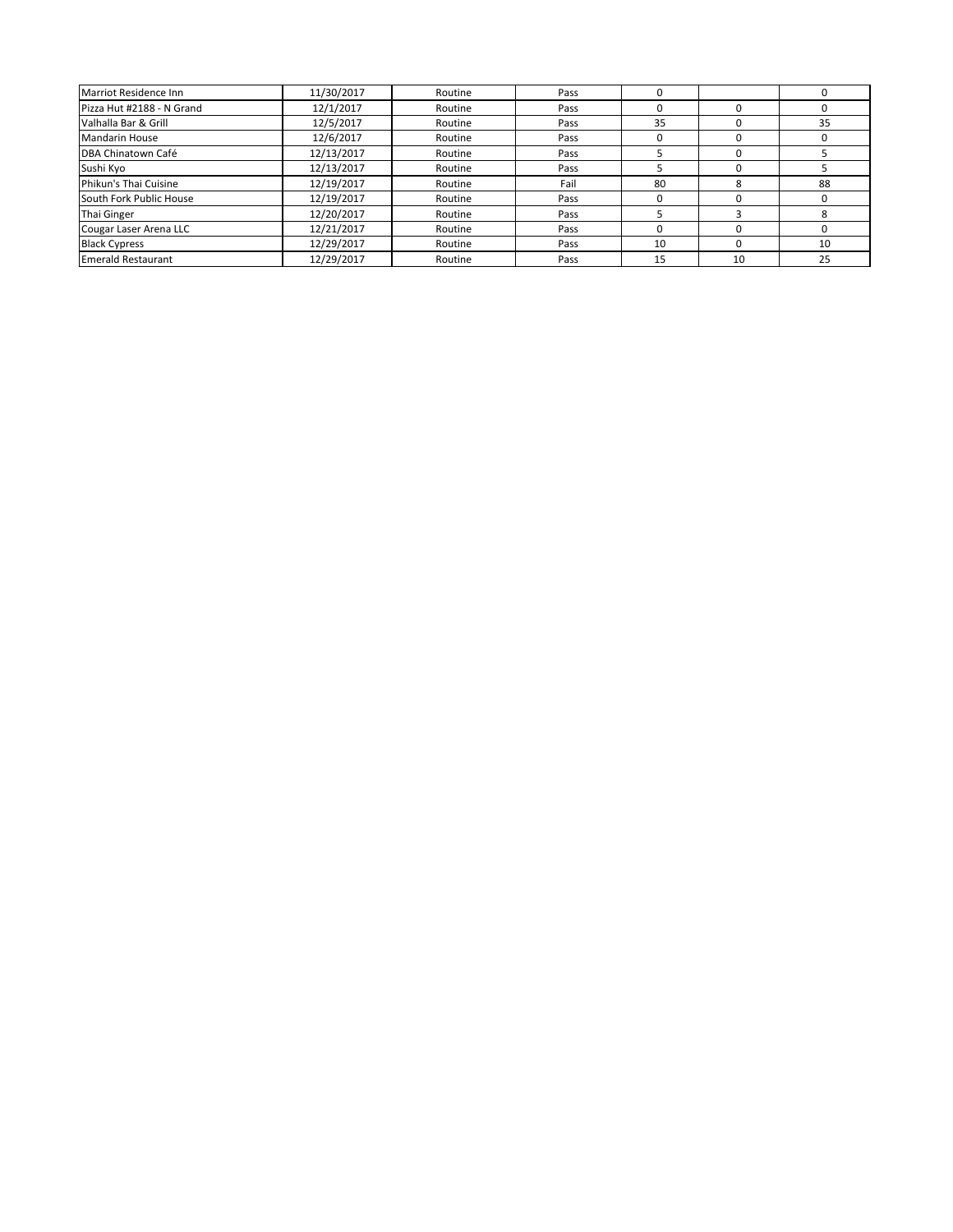| | | | | | | |
|---|---|---|---|---|---|---|
| Marriot Residence Inn | 11/30/2017 | Routine | Pass | 0 | | 0 |
| Pizza Hut #2188 - N Grand | 12/1/2017 | Routine | Pass | 0 | 0 | 0 |
| Valhalla Bar & Grill | 12/5/2017 | Routine | Pass | 35 | 0 | 35 |
| Mandarin House | 12/6/2017 | Routine | Pass | 0 | 0 | 0 |
| DBA Chinatown Café | 12/13/2017 | Routine | Pass | 5 | 0 | 5 |
| Sushi Kyo | 12/13/2017 | Routine | Pass | 5 | 0 | 5 |
| Phikun's Thai Cuisine | 12/19/2017 | Routine | Fail | 80 | 8 | 88 |
| South Fork Public House | 12/19/2017 | Routine | Pass | 0 | 0 | 0 |
| Thai Ginger | 12/20/2017 | Routine | Pass | 5 | 3 | 8 |
| Cougar Laser Arena LLC | 12/21/2017 | Routine | Pass | 0 | 0 | 0 |
| Black Cypress | 12/29/2017 | Routine | Pass | 10 | 0 | 10 |
| Emerald Restaurant | 12/29/2017 | Routine | Pass | 15 | 10 | 25 |